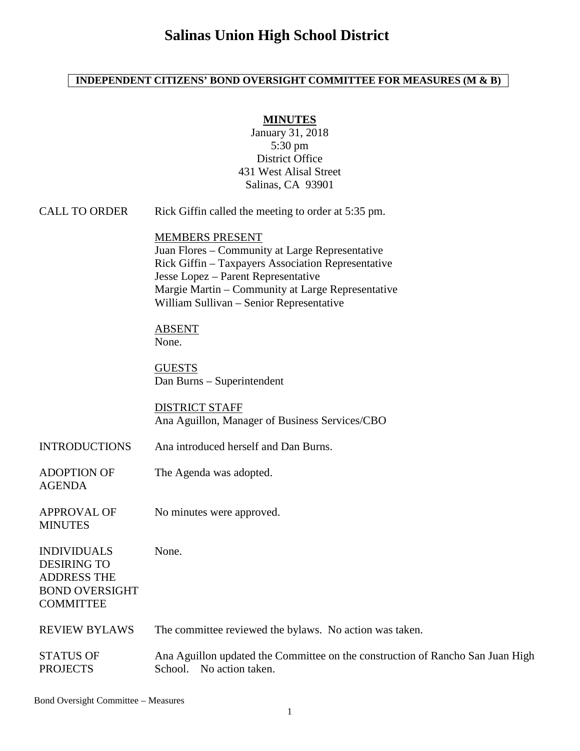# Salinas Union High School District

**INDEPENDENT CITIZENS' BOND OVERSIGHT COMMITTEE FOR MEASURES (M & B)**

**MINUTES**

January 31, 2018
5:30 pm
District Office
431 West Alisal Street
Salinas, CA 93901

| | |
|---|---|
| CALL TO ORDER | Rick Giffin called the meeting to order at 5:35 pm.<br><br>MEMBERS PRESENT<br>Juan Flores – Community at Large Representative<br>Rick Giffin – Taxpayers Association Representative<br>Jesse Lopez – Parent Representative<br>Margie Martin – Community at Large Representative<br>William Sullivan – Senior Representative<br><br>ABSENT<br>None.<br><br>GUESTS<br>Dan Burns – Superintendent<br><br>DISTRICT STAFF<br>Ana Aguillon, Manager of Business Services/CBO |
| INTRODUCTIONS | Ana introduced herself and Dan Burns. |
| ADOPTION OF AGENDA | The Agenda was adopted. |
| APPROVAL OF MINUTES | No minutes were approved. |
| INDIVIDUALS DESIRING TO ADDRESS THE BOND OVERSIGHT COMMITTEE | None. |
| REVIEW BYLAWS | The committee reviewed the bylaws. No action was taken. |
| STATUS OF PROJECTS | Ana Aguillon updated the Committee on the construction of Rancho San Juan High School. No action taken. |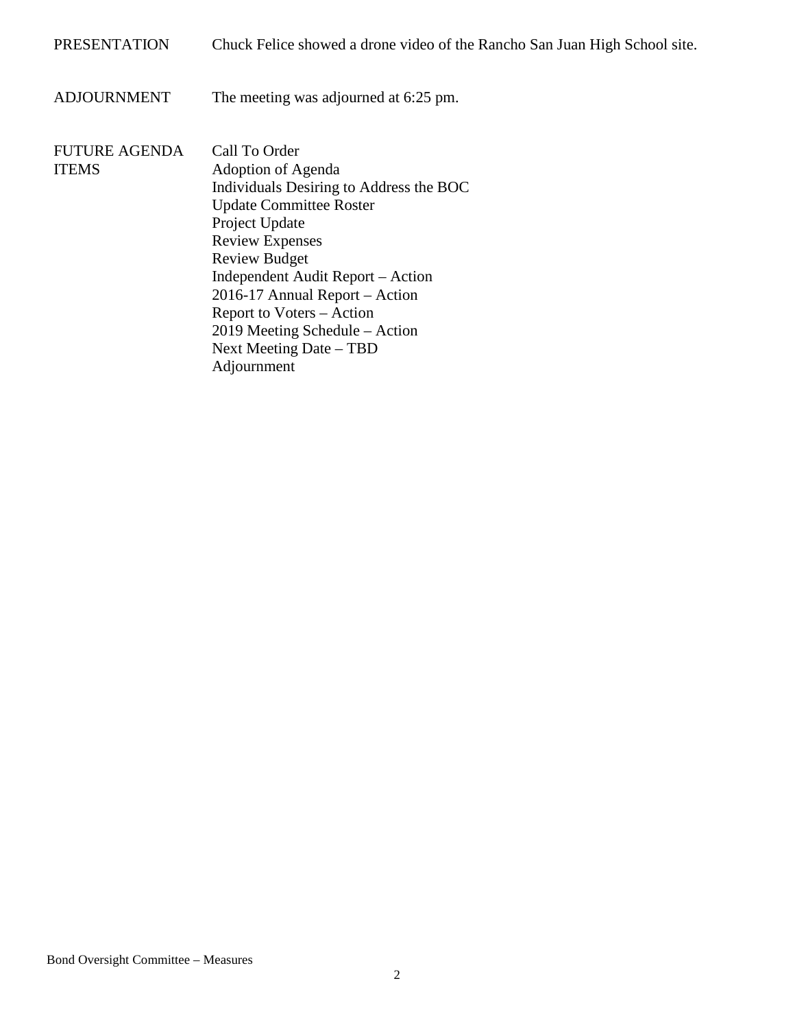PRESENTATION Chuck Felice showed a drone video of the Rancho San Juan High School site.

ADJOURNMENT The meeting was adjourned at 6:25 pm.

FUTURE AGENDA ITEMS

Call To Order
Adoption of Agenda
Individuals Desiring to Address the BOC
Update Committee Roster
Project Update
Review Expenses
Review Budget
Independent Audit Report – Action
2016-17 Annual Report – Action
Report to Voters – Action
2019 Meeting Schedule – Action
Next Meeting Date – TBD
Adjournment